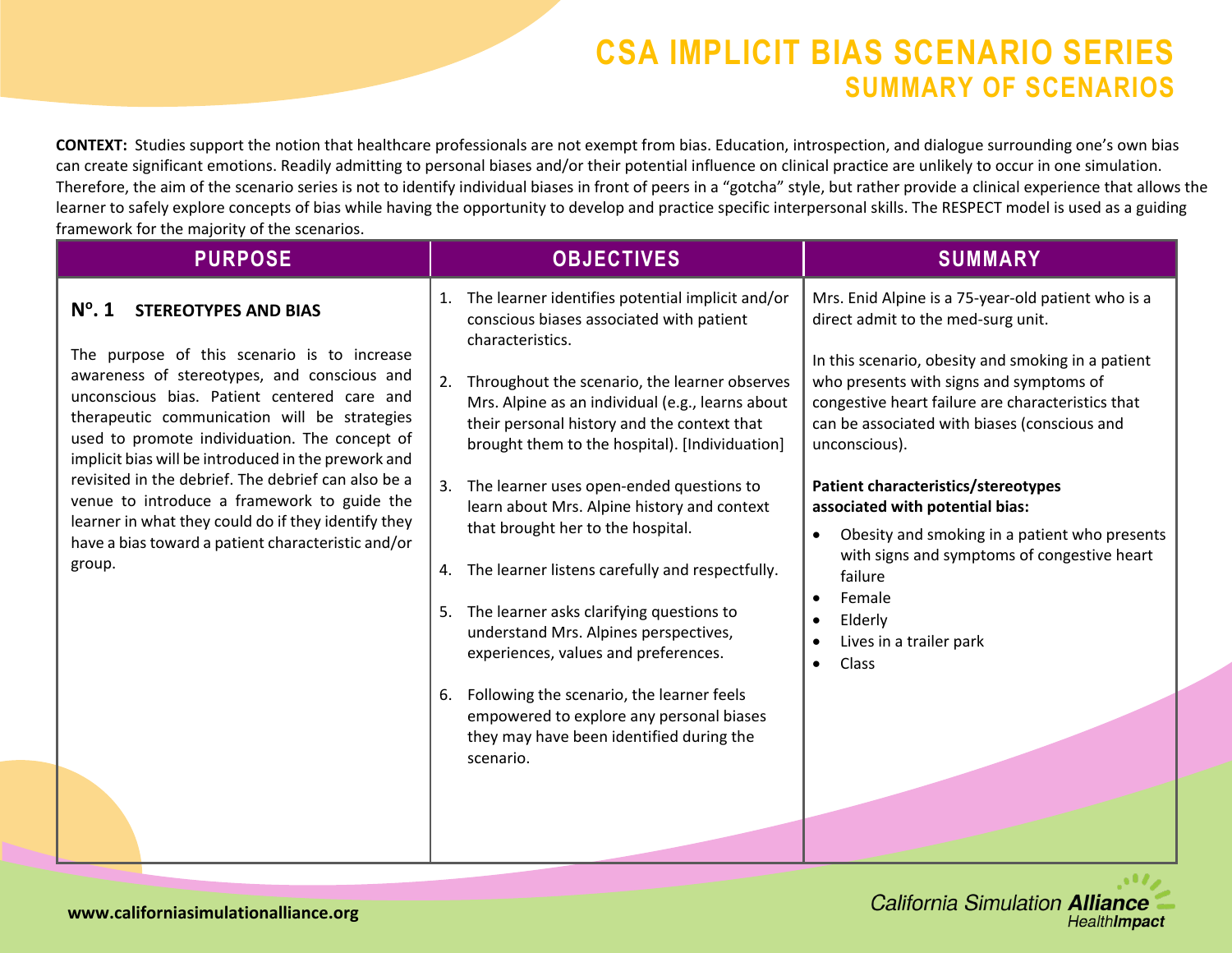# CSA IMPLICIT BIAS SCENARIO SERIES

## SUMMARY OF SCENARIOS

**CONTEXT:** Studies support the notion that healthcare professionals are not exempt from bias. Education, introspection, and dialogue surrounding one's own bias can create significant emotions. Readily admitting to personal biases and/or their potential influence on clinical practice are unlikely to occur in one simulation. Therefore, the aim of the scenario series is not to identify individual biases in front of peers in a "gotcha" style, but rather provide a clinical experience that allows the learner to safely explore concepts of bias while having the opportunity to develop and practice specific interpersonal skills. The RESPECT model is used as a guiding framework for the majority of the scenarios.

| PURPOSE | OBJECTIVES | SUMMARY |
|---|---|---|
| **Nº. 1 STEREOTYPES AND BIAS**<br><br>The purpose of this scenario is to increase awareness of stereotypes, and conscious and unconscious bias. Patient centered care and therapeutic communication will be strategies used to promote individuation. The concept of implicit bias will be introduced in the prework and revisited in the debrief. The debrief can also be a venue to introduce a framework to guide the learner in what they could do if they identify they have a bias toward a patient characteristic and/or group. | 1. The learner identifies potential implicit and/or conscious biases associated with patient characteristics.<br><br>2. Throughout the scenario, the learner observes Mrs. Alpine as an individual (e.g., learns about their personal history and the context that brought them to the hospital). [Individuation]<br><br>3. The learner uses open-ended questions to learn about Mrs. Alpine history and context that brought her to the hospital.<br><br>4. The learner listens carefully and respectfully.<br><br>5. The learner asks clarifying questions to understand Mrs. Alpines perspectives, experiences, values and preferences.<br><br>6. Following the scenario, the learner feels empowered to explore any personal biases they may have been identified during the scenario. | Mrs. Enid Alpine is a 75-year-old patient who is a direct admit to the med-surg unit.<br><br>In this scenario, obesity and smoking in a patient who presents with signs and symptoms of congestive heart failure are characteristics that can be associated with biases (conscious and unconscious).<br><br>**Patient characteristics/stereotypes associated with potential bias:**<br>• Obesity and smoking in a patient who presents with signs and symptoms of congestive heart failure<br>• Female<br>• Elderly<br>• Lives in a trailer park<br>• Class |

www.californiasimulationalliance.org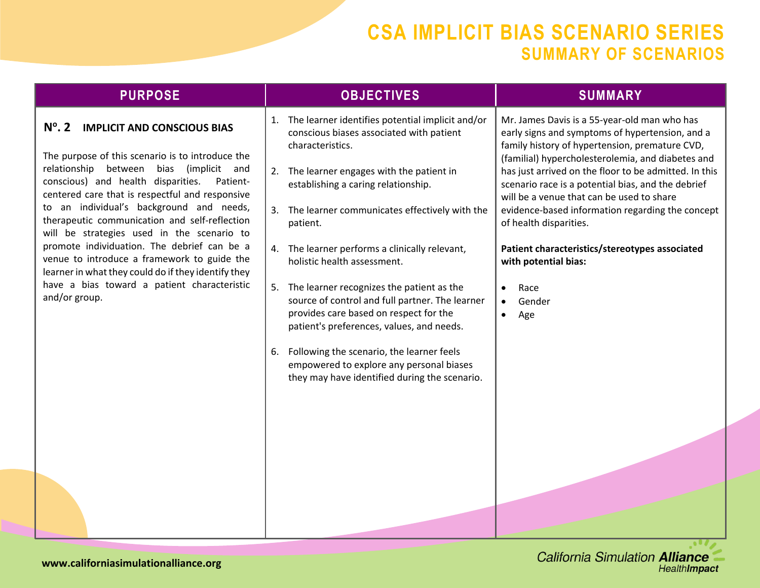# CSA IMPLICIT BIAS SCENARIO SERIES
## SUMMARY OF SCENARIOS

| PURPOSE | OBJECTIVES | SUMMARY |
|---|---|---|
| **Nº. 2 IMPLICIT AND CONSCIOUS BIAS**<br><br>The purpose of this scenario is to introduce the relationship between bias (implicit and conscious) and health disparities. Patient-centered care that is respectful and responsive to an individual's background and needs, therapeutic communication and self-reflection will be strategies used in the scenario to promote individuation. The debrief can be a venue to introduce a framework to guide the learner in what they could do if they identify they have a bias toward a patient characteristic and/or group. | 1. The learner identifies potential implicit and/or conscious biases associated with patient characteristics.<br><br>2. The learner engages with the patient in establishing a caring relationship.<br><br>3. The learner communicates effectively with the patient.<br><br>4. The learner performs a clinically relevant, holistic health assessment.<br><br>5. The learner recognizes the patient as the source of control and full partner. The learner provides care based on respect for the patient's preferences, values, and needs.<br><br>6. Following the scenario, the learner feels empowered to explore any personal biases they may have identified during the scenario. | Mr. James Davis is a 55-year-old man who has early signs and symptoms of hypertension, and a family history of hypertension, premature CVD, (familial) hypercholesterolemia, and diabetes and has just arrived on the floor to be admitted. In this scenario race is a potential bias, and the debrief will be a venue that can be used to share evidence-based information regarding the concept of health disparities.<br><br>**Patient characteristics/stereotypes associated with potential bias:**<br><br>• Race<br>• Gender<br>• Age |

www.californiasimulationalliance.org

California Simulation Alliance HealthImpact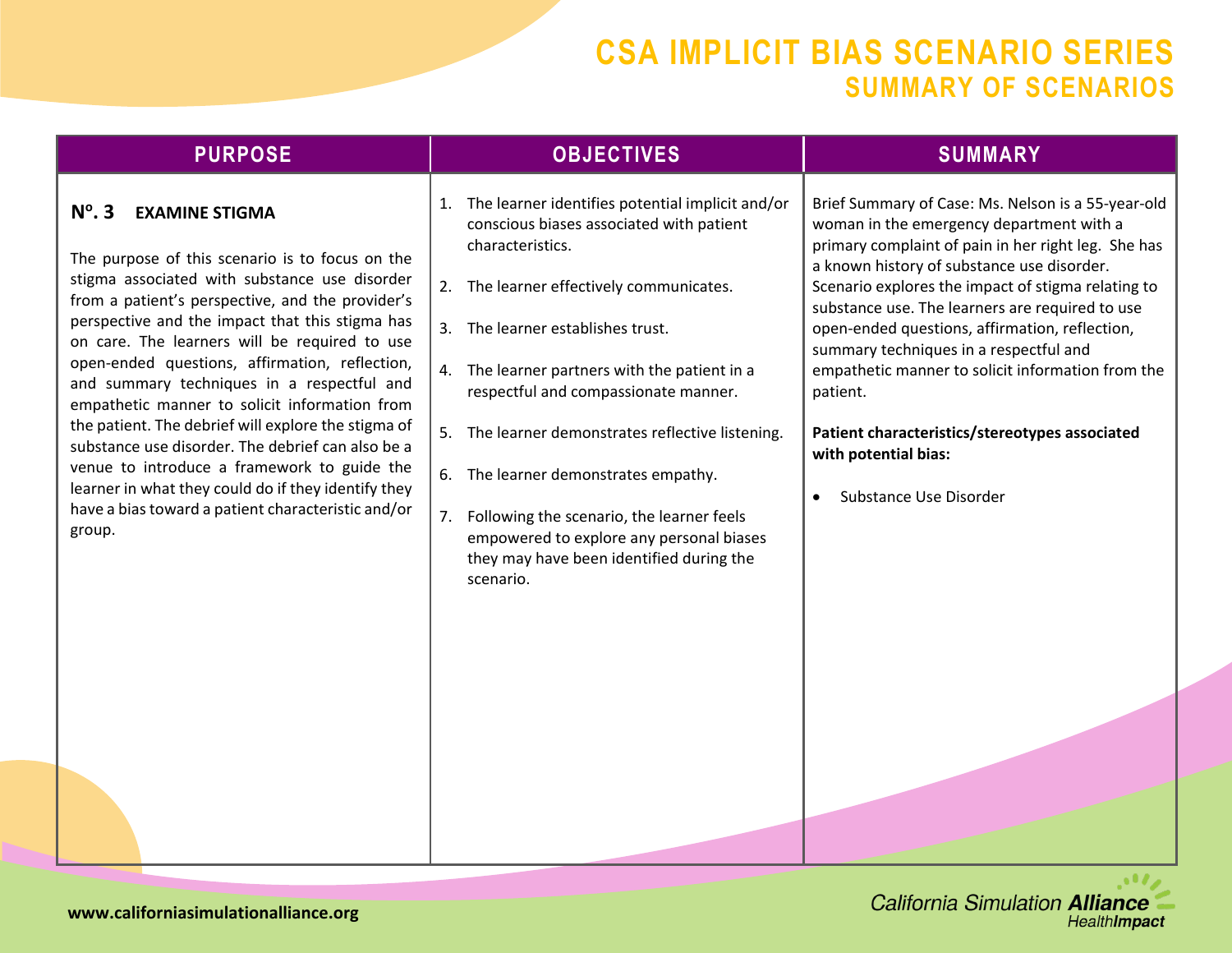# CSA IMPLICIT BIAS SCENARIO SERIES
## SUMMARY OF SCENARIOS

| PURPOSE | OBJECTIVES | SUMMARY |
|---|---|---|
| **Nº. 3 EXAMINE STIGMA**<br><br>The purpose of this scenario is to focus on the stigma associated with substance use disorder from a patient's perspective, and the provider's perspective and the impact that this stigma has on care. The learners will be required to use open-ended questions, affirmation, reflection, and summary techniques in a respectful and empathetic manner to solicit information from the patient. The debrief will explore the stigma of substance use disorder. The debrief can also be a venue to introduce a framework to guide the learner in what they could do if they identify they have a bias toward a patient characteristic and/or group. | 1. The learner identifies potential implicit and/or conscious biases associated with patient characteristics.<br><br>2. The learner effectively communicates.<br><br>3. The learner establishes trust.<br><br>4. The learner partners with the patient in a respectful and compassionate manner.<br><br>5. The learner demonstrates reflective listening.<br><br>6. The learner demonstrates empathy.<br><br>7. Following the scenario, the learner feels empowered to explore any personal biases they may have been identified during the scenario. | Brief Summary of Case: Ms. Nelson is a 55-year-old woman in the emergency department with a primary complaint of pain in her right leg. She has a known history of substance use disorder. Scenario explores the impact of stigma relating to substance use. The learners are required to use open-ended questions, affirmation, reflection, summary techniques in a respectful and empathetic manner to solicit information from the patient.<br><br>**Patient characteristics/stereotypes associated with potential bias:**<br><br>• Substance Use Disorder |

www.californiasimulationalliance.org

California Simulation **Alliance** Health*Impact*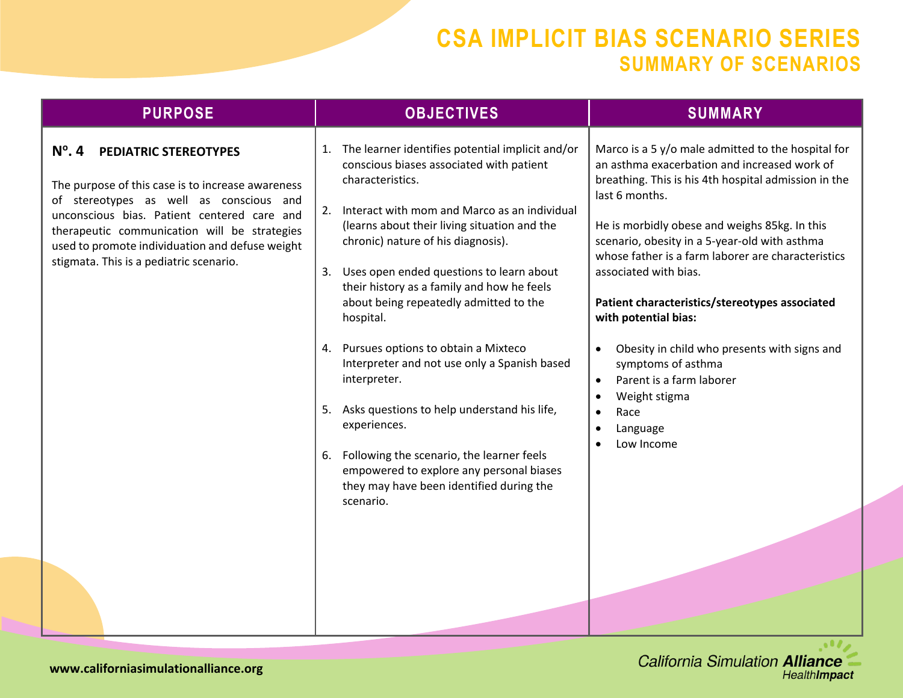# CSA IMPLICIT BIAS SCENARIO SERIES

## SUMMARY OF SCENARIOS

| PURPOSE | OBJECTIVES | SUMMARY |
|---|---|---|
| **Nº. 4 PEDIATRIC STEREOTYPES**<br><br>The purpose of this case is to increase awareness of stereotypes as well as conscious and unconscious bias. Patient centered care and therapeutic communication will be strategies used to promote individuation and defuse weight stigmata. This is a pediatric scenario. | 1. The learner identifies potential implicit and/or conscious biases associated with patient characteristics.<br><br>2. Interact with mom and Marco as an individual (learns about their living situation and the chronic) nature of his diagnosis).<br><br>3. Uses open ended questions to learn about their history as a family and how he feels about being repeatedly admitted to the hospital.<br><br>4. Pursues options to obtain a Mixteco Interpreter and not use only a Spanish based interpreter.<br><br>5. Asks questions to help understand his life, experiences.<br><br>6. Following the scenario, the learner feels empowered to explore any personal biases they may have been identified during the scenario. | Marco is a 5 y/o male admitted to the hospital for an asthma exacerbation and increased work of breathing. This is his 4th hospital admission in the last 6 months.<br><br>He is morbidly obese and weighs 85kg. In this scenario, obesity in a 5-year-old with asthma whose father is a farm laborer are characteristics associated with bias.<br><br>**Patient characteristics/stereotypes associated with potential bias:**<br><br>• Obesity in child who presents with signs and symptoms of asthma<br>• Parent is a farm laborer<br>• Weight stigma<br>• Race<br>• Language<br>• Low Income |

www.californiasimulationalliance.org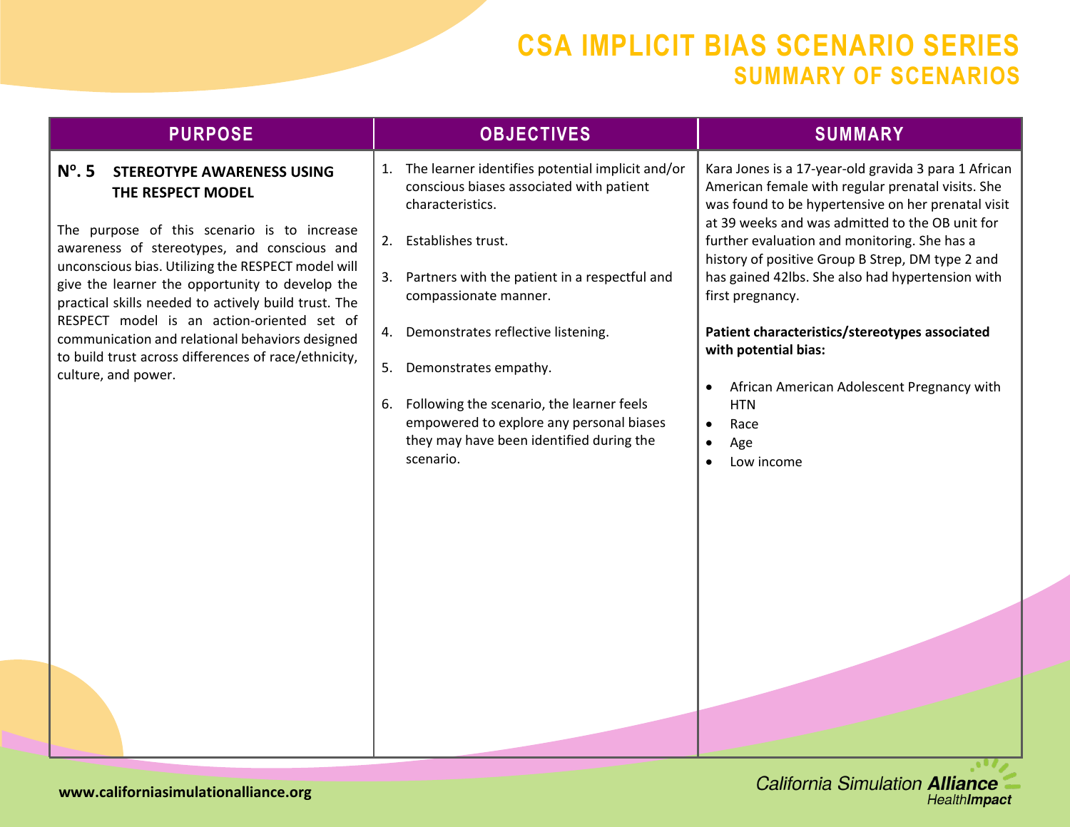# CSA IMPLICIT BIAS SCENARIO SERIES
## SUMMARY OF SCENARIOS

| PURPOSE | OBJECTIVES | SUMMARY |
|---|---|---|
| **Nº. 5 STEREOTYPE AWARENESS USING THE RESPECT MODEL**<br><br>The purpose of this scenario is to increase awareness of stereotypes, and conscious and unconscious bias. Utilizing the RESPECT model will give the learner the opportunity to develop the practical skills needed to actively build trust. The RESPECT model is an action-oriented set of communication and relational behaviors designed to build trust across differences of race/ethnicity, culture, and power. | 1. The learner identifies potential implicit and/or conscious biases associated with patient characteristics.<br><br>2. Establishes trust.<br><br>3. Partners with the patient in a respectful and compassionate manner.<br><br>4. Demonstrates reflective listening.<br><br>5. Demonstrates empathy.<br><br>6. Following the scenario, the learner feels empowered to explore any personal biases they may have been identified during the scenario. | Kara Jones is a 17-year-old gravida 3 para 1 African American female with regular prenatal visits. She was found to be hypertensive on her prenatal visit at 39 weeks and was admitted to the OB unit for further evaluation and monitoring. She has a history of positive Group B Strep, DM type 2 and has gained 42lbs. She also had hypertension with first pregnancy.<br><br>**Patient characteristics/stereotypes associated with potential bias:**<br><br>• African American Adolescent Pregnancy with HTN<br>• Race<br>• Age<br>• Low income |

www.californiasimulationalliance.org

California Simulation **Alliance** Health*Impact*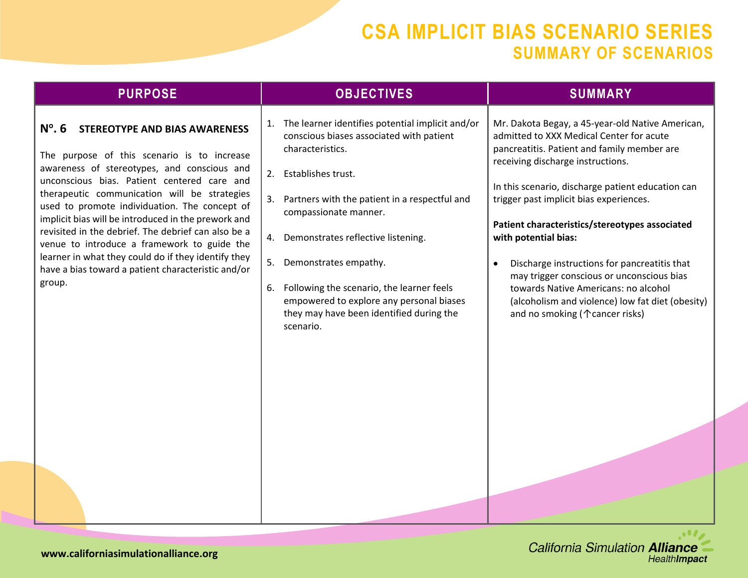# CSA IMPLICIT BIAS SCENARIO SERIES
## SUMMARY OF SCENARIOS

| PURPOSE | OBJECTIVES | SUMMARY |
|---|---|---|
| **Nº. 6 STEREOTYPE AND BIAS AWARENESS**<br><br>The purpose of this scenario is to increase awareness of stereotypes, and conscious and unconscious bias. Patient centered care and therapeutic communication will be strategies used to promote individuation. The concept of implicit bias will be introduced in the prework and revisited in the debrief. The debrief can also be a venue to introduce a framework to guide the learner in what they could do if they identify they have a bias toward a patient characteristic and/or group. | 1. The learner identifies potential implicit and/or conscious biases associated with patient characteristics.<br><br>2. Establishes trust.<br><br>3. Partners with the patient in a respectful and compassionate manner.<br><br>4. Demonstrates reflective listening.<br><br>5. Demonstrates empathy.<br><br>6. Following the scenario, the learner feels empowered to explore any personal biases they may have been identified during the scenario. | Mr. Dakota Begay, a 45-year-old Native American, admitted to XXX Medical Center for acute pancreatitis. Patient and family member are receiving discharge instructions.<br><br>In this scenario, discharge patient education can trigger past implicit bias experiences.<br><br>**Patient characteristics/stereotypes associated with potential bias:**<br><br>• Discharge instructions for pancreatitis that may trigger conscious or unconscious bias towards Native Americans: no alcohol (alcoholism and violence) low fat diet (obesity) and no smoking (↑cancer risks) |

www.californiasimulationalliance.org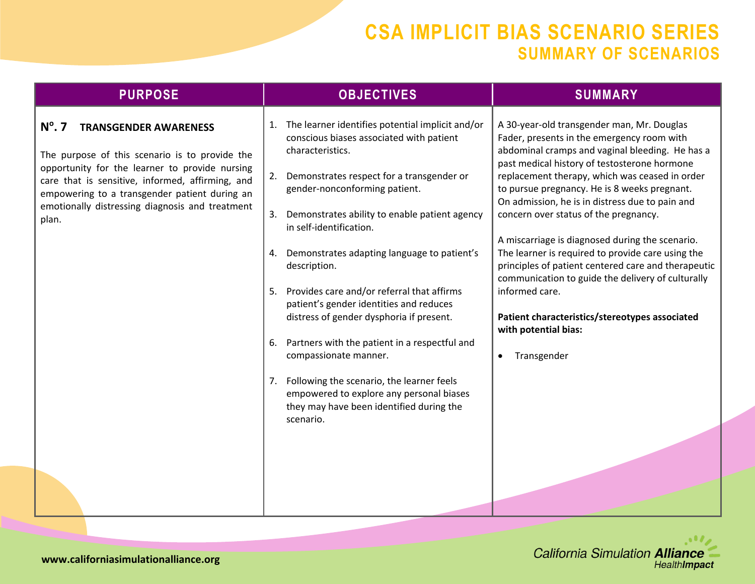# CSA IMPLICIT BIAS SCENARIO SERIES
## SUMMARY OF SCENARIOS

| PURPOSE | OBJECTIVES | SUMMARY |
|---|---|---|
| **N<sup></sup>o. 7 TRANSGENDER AWARENESS**<br><br>The purpose of this scenario is to provide the opportunity for the learner to provide nursing care that is sensitive, informed, affirming, and empowering to a transgender patient during an emotionally distressing diagnosis and treatment plan. | 1. The learner identifies potential implicit and/or conscious biases associated with patient characteristics.<br><br>2. Demonstrates respect for a transgender or gender-nonconforming patient.<br><br>3. Demonstrates ability to enable patient agency in self-identification.<br><br>4. Demonstrates adapting language to patient's description.<br><br>5. Provides care and/or referral that affirms patient's gender identities and reduces distress of gender dysphoria if present.<br><br>6. Partners with the patient in a respectful and compassionate manner.<br><br>7. Following the scenario, the learner feels empowered to explore any personal biases they may have been identified during the scenario. | A 30-year-old transgender man, Mr. Douglas Fader, presents in the emergency room with abdominal cramps and vaginal bleeding. He has a past medical history of testosterone hormone replacement therapy, which was ceased in order to pursue pregnancy. He is 8 weeks pregnant. On admission, he is in distress due to pain and concern over status of the pregnancy.<br><br>A miscarriage is diagnosed during the scenario. The learner is required to provide care using the principles of patient centered care and therapeutic communication to guide the delivery of culturally informed care.<br><br>**Patient characteristics/stereotypes associated with potential bias:**<br><br>• Transgender |

www.californiasimulationalliance.org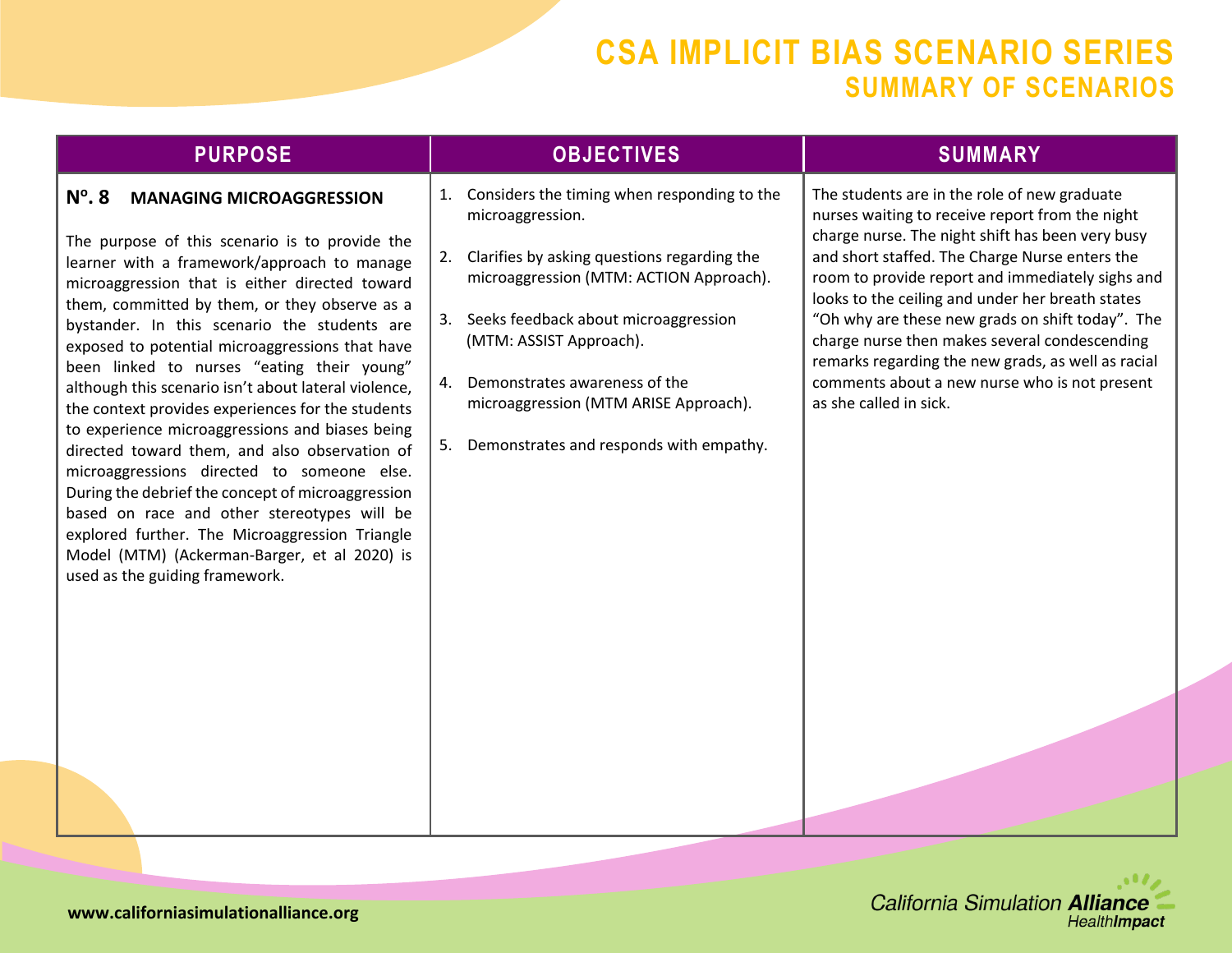# CSA IMPLICIT BIAS SCENARIO SERIES
## SUMMARY OF SCENARIOS

| PURPOSE | OBJECTIVES | SUMMARY |
|---|---|---|
| **Nº. 8 MANAGING MICROAGGRESSION**<br><br>The purpose of this scenario is to provide the learner with a framework/approach to manage microaggression that is either directed toward them, committed by them, or they observe as a bystander. In this scenario the students are exposed to potential microaggressions that have been linked to nurses "eating their young" although this scenario isn't about lateral violence, the context provides experiences for the students to experience microaggressions and biases being directed toward them, and also observation of microaggressions directed to someone else. During the debrief the concept of microaggression based on race and other stereotypes will be explored further. The Microaggression Triangle Model (MTM) (Ackerman-Barger, et al 2020) is used as the guiding framework. | 1. Considers the timing when responding to the microaggression.<br><br>2. Clarifies by asking questions regarding the microaggression (MTM: ACTION Approach).<br><br>3. Seeks feedback about microaggression (MTM: ASSIST Approach).<br><br>4. Demonstrates awareness of the microaggression (MTM ARISE Approach).<br><br>5. Demonstrates and responds with empathy. | The students are in the role of new graduate nurses waiting to receive report from the night charge nurse. The night shift has been very busy and short staffed. The Charge Nurse enters the room to provide report and immediately sighs and looks to the ceiling and under her breath states "Oh why are these new grads on shift today". The charge nurse then makes several condescending remarks regarding the new grads, as well as racial comments about a new nurse who is not present as she called in sick. |

www.californiasimulationalliance.org

California Simulation Alliance HealthImpact